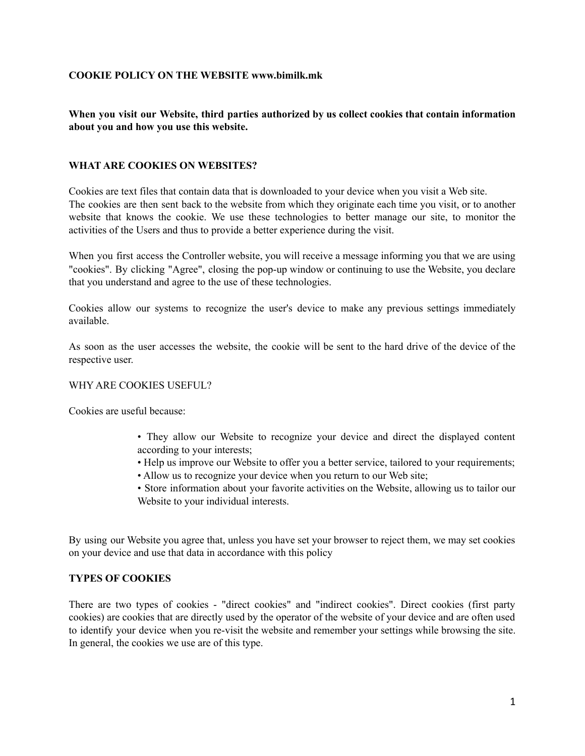**COOKIE POLICY ON THE WEBSITE www.bimilk.mk**

**When you visit our Website, third parties authorized by us collect cookies that contain information about you and how you use this website.**

**WHAT ARE COOKIES ON WEBSITES?**

Cookies are text files that contain data that is downloaded to your device when you visit a Web site.
The cookies are then sent back to the website from which they originate each time you visit, or to another website that knows the cookie. We use these technologies to better manage our site, to monitor the activities of the Users and thus to provide a better experience during the visit.

When you first access the Controller website, you will receive a message informing you that we are using "cookies". By clicking "Agree", closing the pop-up window or continuing to use the Website, you declare that you understand and agree to the use of these technologies.

Cookies allow our systems to recognize the user's device to make any previous settings immediately available.

As soon as the user accesses the website, the cookie will be sent to the hard drive of the device of the respective user.

WHY ARE COOKIES USEFUL?

Cookies are useful because:

- They allow our Website to recognize your device and direct the displayed content according to your interests;
- Help us improve our Website to offer you a better service, tailored to your requirements;
- Allow us to recognize your device when you return to our Web site;
- Store information about your favorite activities on the Website, allowing us to tailor our Website to your individual interests.

By using our Website you agree that, unless you have set your browser to reject them, we may set cookies on your device and use that data in accordance with this policy

**TYPES OF COOKIES**

There are two types of cookies - "direct cookies" and "indirect cookies". Direct cookies (first party cookies) are cookies that are directly used by the operator of the website of your device and are often used to identify your device when you re-visit the website and remember your settings while browsing the site. In general, the cookies we use are of this type.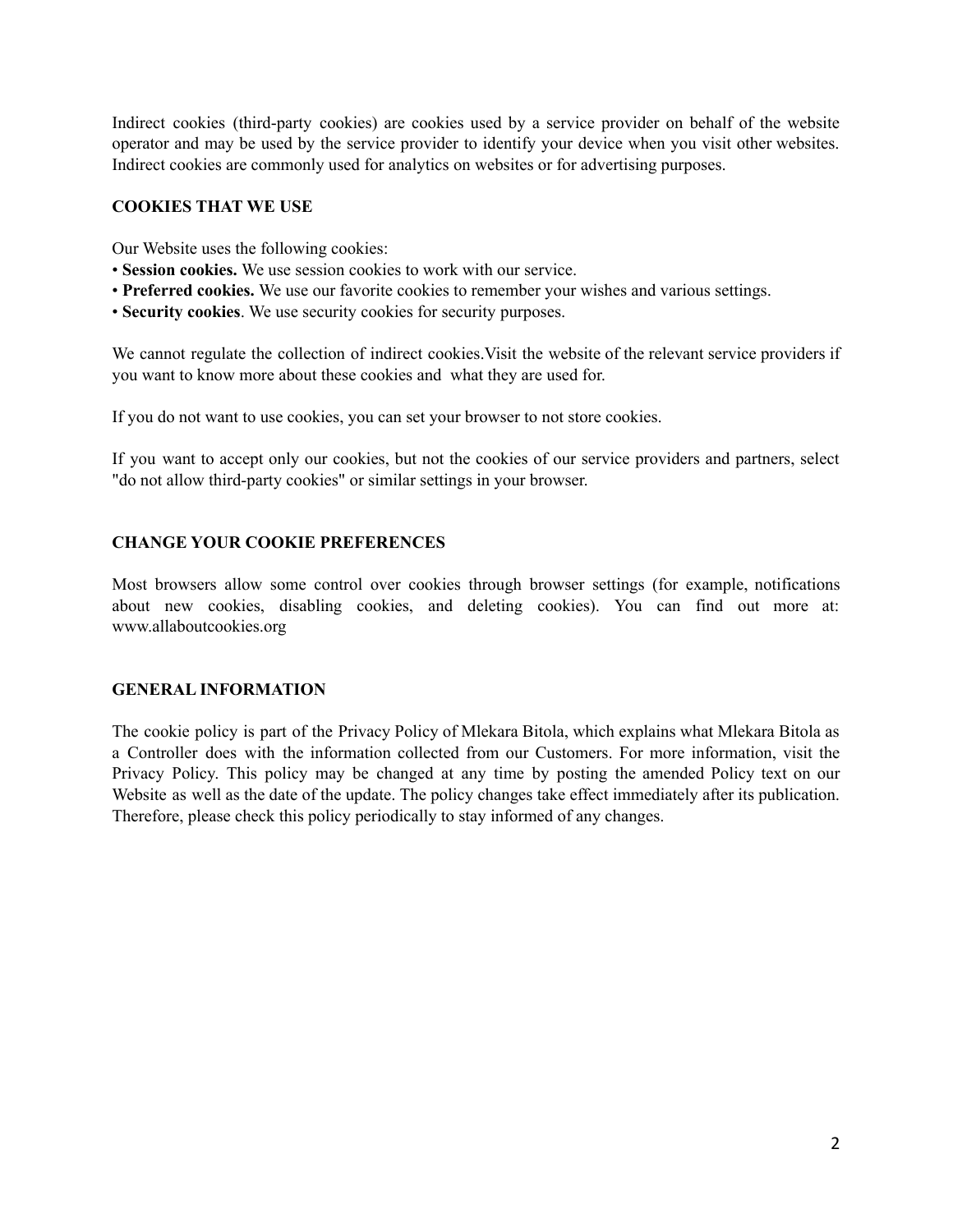Indirect cookies (third-party cookies) are cookies used by a service provider on behalf of the website operator and may be used by the service provider to identify your device when you visit other websites. Indirect cookies are commonly used for analytics on websites or for advertising purposes.

**COOKIES THAT WE USE**

Our Website uses the following cookies:

- **Session cookies.** We use session cookies to work with our service.
- **Preferred cookies.** We use our favorite cookies to remember your wishes and various settings.
- **Security cookies**. We use security cookies for security purposes.

We cannot regulate the collection of indirect cookies.Visit the website of the relevant service providers if you want to know more about these cookies and what they are used for.

If you do not want to use cookies, you can set your browser to not store cookies.

If you want to accept only our cookies, but not the cookies of our service providers and partners, select "do not allow third-party cookies" or similar settings in your browser.

**CHANGE YOUR COOKIE PREFERENCES**

Most browsers allow some control over cookies through browser settings (for example, notifications about new cookies, disabling cookies, and deleting cookies). You can find out more at: www.allaboutcookies.org

**GENERAL INFORMATION**

The cookie policy is part of the Privacy Policy of Mlekara Bitola, which explains what Mlekara Bitola as a Controller does with the information collected from our Customers. For more information, visit the Privacy Policy. This policy may be changed at any time by posting the amended Policy text on our Website as well as the date of the update. The policy changes take effect immediately after its publication. Therefore, please check this policy periodically to stay informed of any changes.